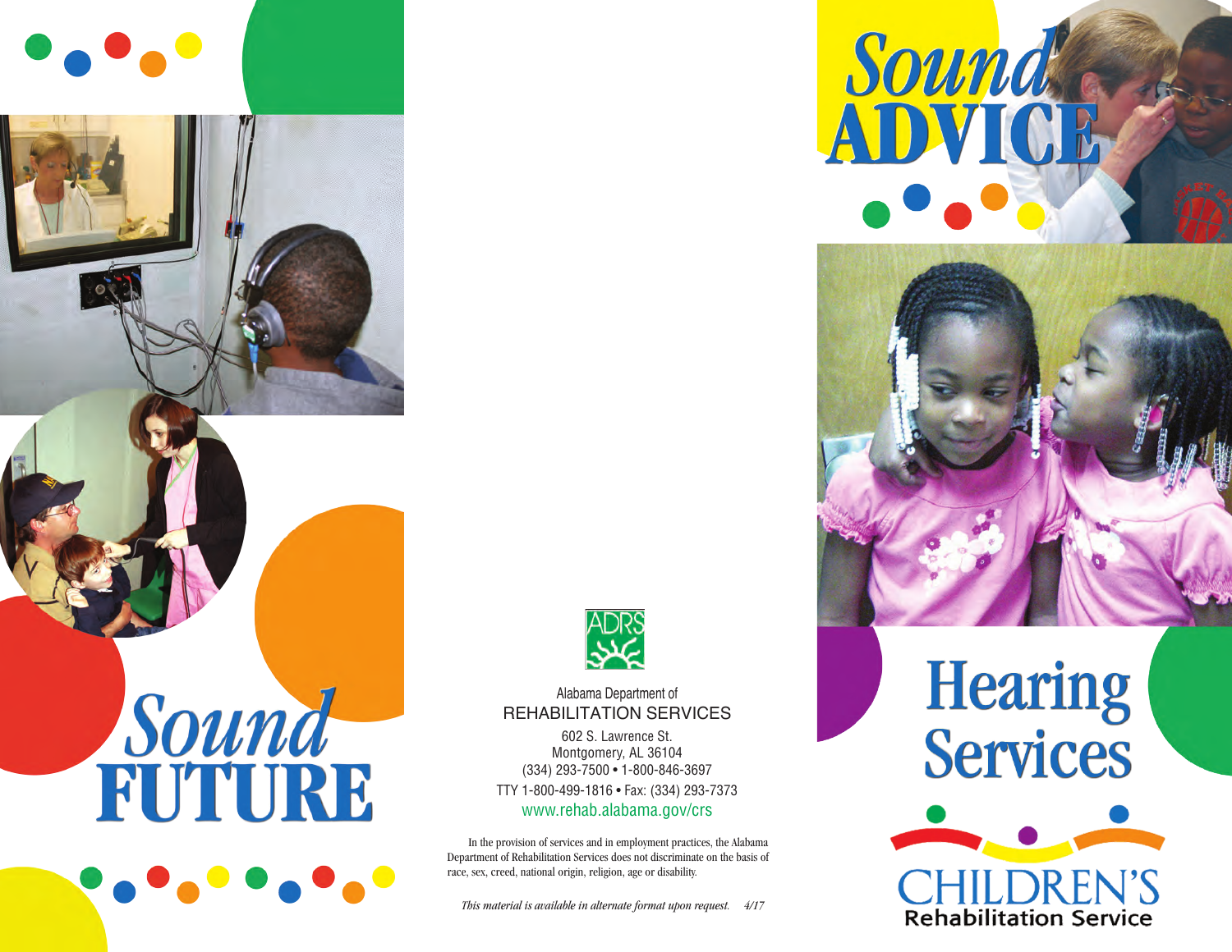# Sound FUTURE

Alabama Department of
REHABILITATION SERVICES

602 S. Lawrence St.
Montgomery, AL 36104
(334) 293-7500 • 1-800-846-3697
TTY 1-800-499-1816 • Fax: (334) 293-7373
www.rehab.alabama.gov/crs

In the provision of services and in employment practices, the Alabama Department of Rehabilitation Services does not discriminate on the basis of race, sex, creed, national origin, religion, age or disability.

*This material is available in alternate format upon request. 4/17*

# Sound ADVICE

# Hearing Services

CHILDREN'S
Rehabilitation Service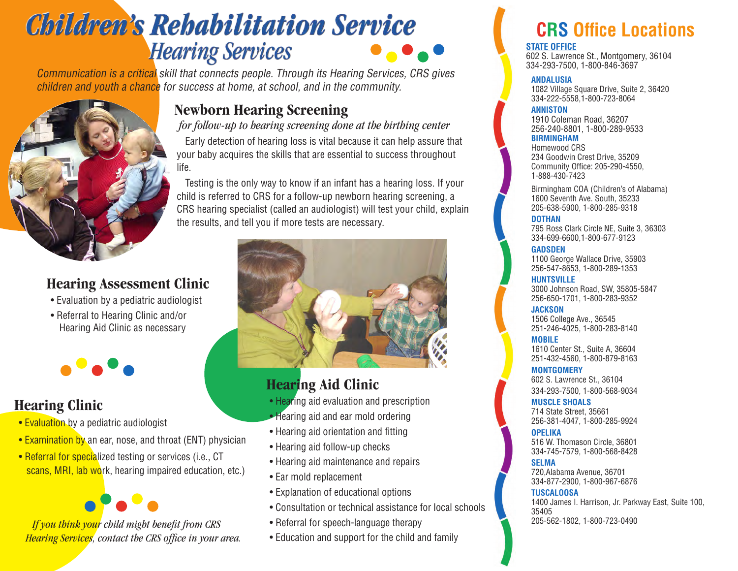# Children's Rehabilitation Service

## Hearing Services

*Communication is a critical skill that connects people. Through its Hearing Services, CRS gives children and youth a chance for success at home, at school, and in the community.*

### Newborn Hearing Screening

*for follow-up to hearing screening done at the birthing center*

Early detection of hearing loss is vital because it can help assure that your baby acquires the skills that are essential to success throughout life.

Testing is the only way to know if an infant has a hearing loss. If your child is referred to CRS for a follow-up newborn hearing screening, a CRS hearing specialist (called an audiologist) will test your child, explain the results, and tell you if more tests are necessary.

### Hearing Assessment Clinic

- Evaluation by a pediatric audiologist
- Referral to Hearing Clinic and/or Hearing Aid Clinic as necessary

### Hearing Clinic

- Evaluation by a pediatric audiologist
- Examination by an ear, nose, and throat (ENT) physician
- Referral for specialized testing or services (i.e., CT scans, MRI, lab work, hearing impaired education, etc.)

*If you think your child might benefit from CRS Hearing Services, contact the CRS office in your area.*

### Hearing Aid Clinic

- Hearing aid evaluation and prescription
- Hearing aid and ear mold ordering
- Hearing aid orientation and fitting
- Hearing aid follow-up checks
- Hearing aid maintenance and repairs
- Ear mold replacement
- Explanation of educational options
- Consultation or technical assistance for local schools
- Referral for speech-language therapy
- Education and support for the child and family

## CRS Office Locations

**STATE OFFICE**
602 S. Lawrence St., Montgomery, 36104
334-293-7500, 1-800-846-3697

**ANDALUSIA**
1082 Village Square Drive, Suite 2, 36420
334-222-5558,1-800-723-8064

**ANNISTON**
1910 Coleman Road, 36207
256-240-8801, 1-800-289-9533

**BIRMINGHAM**
Homewood CRS
234 Goodwin Crest Drive, 35209
Community Office: 205-290-4550, 1-888-430-7423

Birmingham COA (Children's of Alabama)
1600 Seventh Ave. South, 35233
205-638-5900, 1-800-285-9318

**DOTHAN**
795 Ross Clark Circle NE, Suite 3, 36303
334-699-6600,1-800-677-9123

**GADSDEN**
1100 George Wallace Drive, 35903
256-547-8653, 1-800-289-1353

**HUNTSVILLE**
3000 Johnson Road, SW, 35805-5847
256-650-1701, 1-800-283-9352

**JACKSON**
1506 College Ave., 36545
251-246-4025, 1-800-283-8140

**MOBILE**
1610 Center St., Suite A, 36604
251-432-4560, 1-800-879-8163

**MONTGOMERY**
602 S. Lawrence St., 36104
334-293-7500, 1-800-568-9034

**MUSCLE SHOALS**
714 State Street, 35661
256-381-4047, 1-800-285-9924

**OPELIKA**
516 W. Thomason Circle, 36801
334-745-7579, 1-800-568-8428

**SELMA**
720,Alabama Avenue, 36701
334-877-2900, 1-800-967-6876

**TUSCALOOSA**
1400 James I. Harrison, Jr. Parkway East, Suite 100, 35405
205-562-1802, 1-800-723-0490